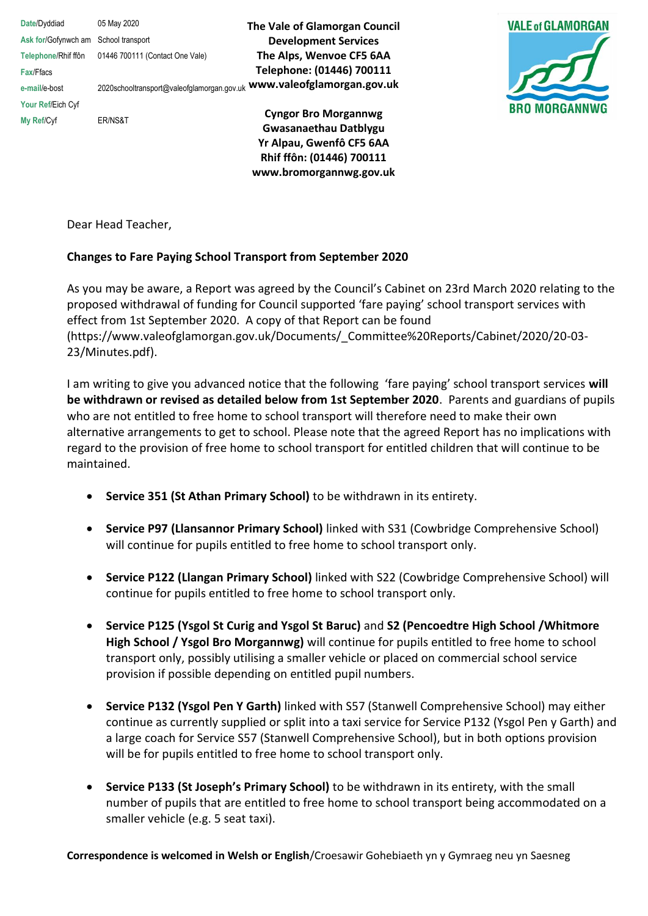| | |
|---|---|
| Date/Dyddiad | 05 May 2020 |
| Ask for/Gofynwch am | School transport |
| Telephone/Rhif ffôn | 01446 700111 (Contact One Vale) |
| Fax/Ffacs | |
| e-mail/e-bost | 2020schooltransport@valeofglamorgan.gov.uk |
| Your Ref/Eich Cyf | |
| My Ref/Cyf | ER/NS&T |

**The Vale of Glamorgan Council**
**Development Services**
**The Alps, Wenvoe CF5 6AA**
**Telephone: (01446) 700111**
**www.valeofglamorgan.gov.uk**

**Cyngor Bro Morgannwg**
**Gwasanaethau Datblygu**
**Yr Alpau, Gwenfô CF5 6AA**
**Rhif ffôn: (01446) 700111**
**www.bromorgannwg.gov.uk**

VALE of GLAMORGAN
BRO MORGANNWG

Dear Head Teacher,

**Changes to Fare Paying School Transport from September 2020**

As you may be aware, a Report was agreed by the Council's Cabinet on 23rd March 2020 relating to the proposed withdrawal of funding for Council supported 'fare paying' school transport services with effect from 1st September 2020. A copy of that Report can be found (https://www.valeofglamorgan.gov.uk/Documents/_Committee%20Reports/Cabinet/2020/20-03-23/Minutes.pdf).

I am writing to give you advanced notice that the following 'fare paying' school transport services **will be withdrawn or revised as detailed below from 1st September 2020**. Parents and guardians of pupils who are not entitled to free home to school transport will therefore need to make their own alternative arrangements to get to school. Please note that the agreed Report has no implications with regard to the provision of free home to school transport for entitled children that will continue to be maintained.

- **Service 351 (St Athan Primary School)** to be withdrawn in its entirety.
- **Service P97 (Llansannor Primary School)** linked with S31 (Cowbridge Comprehensive School) will continue for pupils entitled to free home to school transport only.
- **Service P122 (Llangan Primary School)** linked with S22 (Cowbridge Comprehensive School) will continue for pupils entitled to free home to school transport only.
- **Service P125 (Ysgol St Curig and Ysgol St Baruc)** and **S2 (Pencoedtre High School /Whitmore High School / Ysgol Bro Morgannwg)** will continue for pupils entitled to free home to school transport only, possibly utilising a smaller vehicle or placed on commercial school service provision if possible depending on entitled pupil numbers.
- **Service P132 (Ysgol Pen Y Garth)** linked with S57 (Stanwell Comprehensive School) may either continue as currently supplied or split into a taxi service for Service P132 (Ysgol Pen y Garth) and a large coach for Service S57 (Stanwell Comprehensive School), but in both options provision will be for pupils entitled to free home to school transport only.
- **Service P133 (St Joseph's Primary School)** to be withdrawn in its entirety, with the small number of pupils that are entitled to free home to school transport being accommodated on a smaller vehicle (e.g. 5 seat taxi).

**Correspondence is welcomed in Welsh or English**/Croesawir Gohebiaeth yn y Gymraeg neu yn Saesneg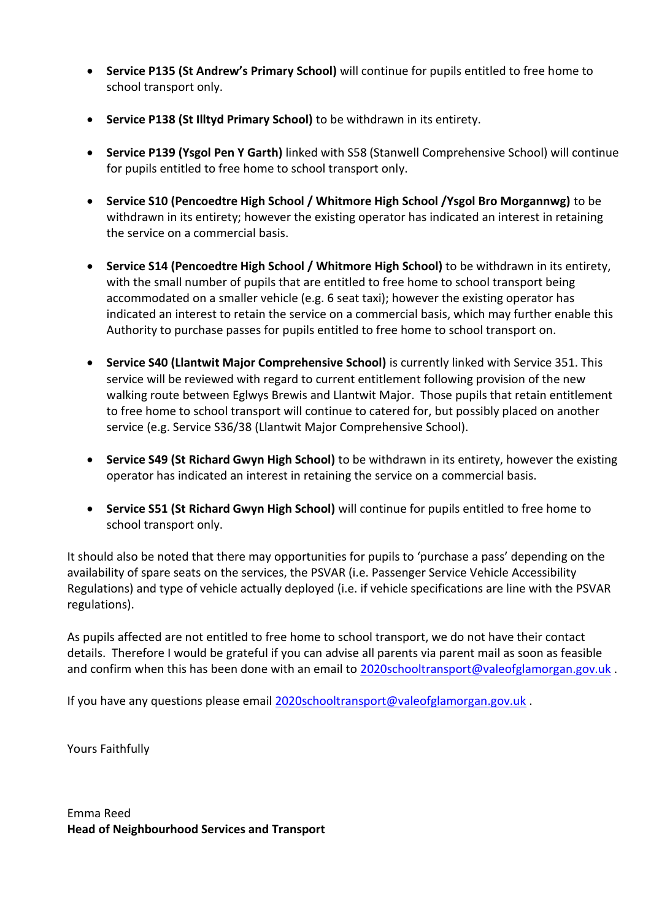- **Service P135 (St Andrew's Primary School)** will continue for pupils entitled to free home to school transport only.

- **Service P138 (St Illtyd Primary School)** to be withdrawn in its entirety.

- **Service P139 (Ysgol Pen Y Garth)** linked with S58 (Stanwell Comprehensive School) will continue for pupils entitled to free home to school transport only.

- **Service S10 (Pencoedtre High School / Whitmore High School /Ysgol Bro Morgannwg)** to be withdrawn in its entirety; however the existing operator has indicated an interest in retaining the service on a commercial basis.

- **Service S14 (Pencoedtre High School / Whitmore High School)** to be withdrawn in its entirety, with the small number of pupils that are entitled to free home to school transport being accommodated on a smaller vehicle (e.g. 6 seat taxi); however the existing operator has indicated an interest to retain the service on a commercial basis, which may further enable this Authority to purchase passes for pupils entitled to free home to school transport on.

- **Service S40 (Llantwit Major Comprehensive School)** is currently linked with Service 351. This service will be reviewed with regard to current entitlement following provision of the new walking route between Eglwys Brewis and Llantwit Major. Those pupils that retain entitlement to free home to school transport will continue to catered for, but possibly placed on another service (e.g. Service S36/38 (Llantwit Major Comprehensive School).

- **Service S49 (St Richard Gwyn High School)** to be withdrawn in its entirety, however the existing operator has indicated an interest in retaining the service on a commercial basis.

- **Service S51 (St Richard Gwyn High School)** will continue for pupils entitled to free home to school transport only.

It should also be noted that there may opportunities for pupils to 'purchase a pass' depending on the availability of spare seats on the services, the PSVAR (i.e. Passenger Service Vehicle Accessibility Regulations) and type of vehicle actually deployed (i.e. if vehicle specifications are line with the PSVAR regulations).

As pupils affected are not entitled to free home to school transport, we do not have their contact details. Therefore I would be grateful if you can advise all parents via parent mail as soon as feasible and confirm when this has been done with an email to 2020schooltransport@valeofglamorgan.gov.uk .

If you have any questions please email 2020schooltransport@valeofglamorgan.gov.uk .

Yours Faithfully

Emma Reed
**Head of Neighbourhood Services and Transport**